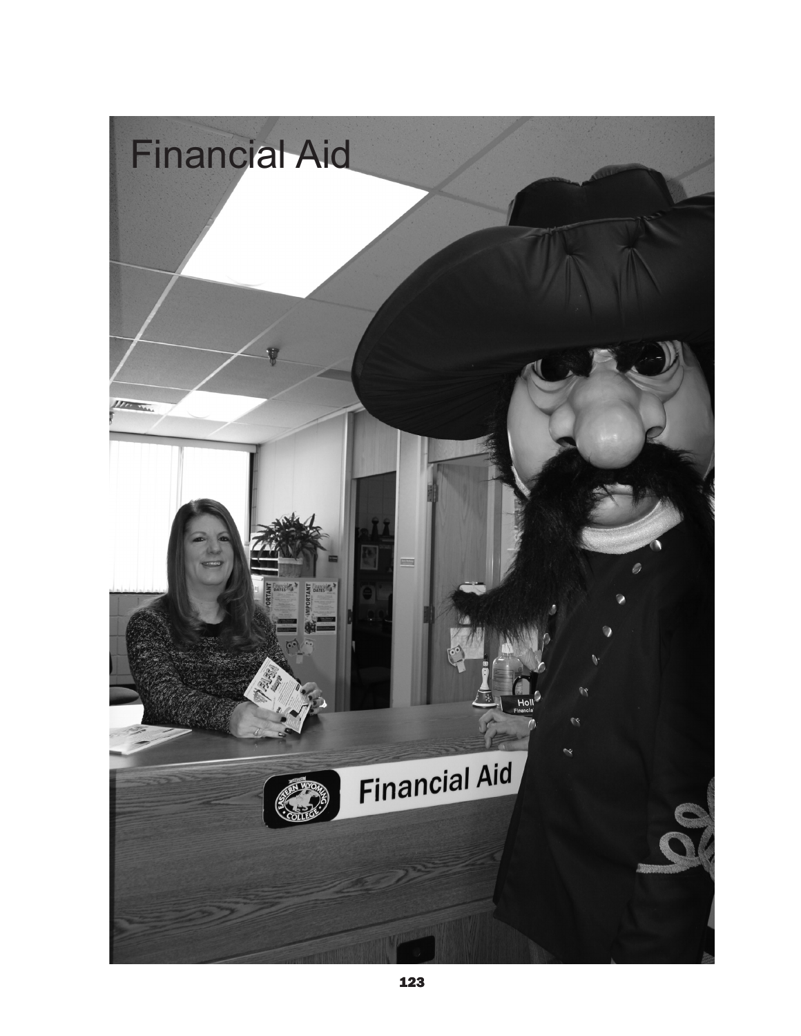# Financial Aid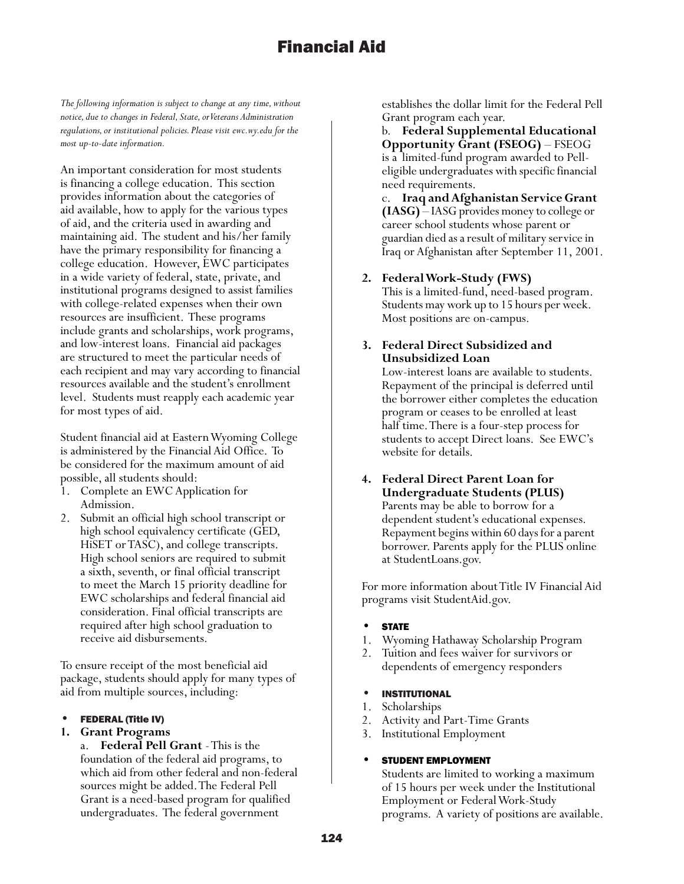# Financial Aid

*The following information is subject to change at any time, without notice, due to changes in Federal, State, or Veterans Administration regulations, or institutional policies. Please visit ewc.wy.edu for the most up-to-date information.*

An important consideration for most students is financing a college education. This section provides information about the categories of aid available, how to apply for the various types of aid, and the criteria used in awarding and maintaining aid. The student and his/her family have the primary responsibility for financing a college education. However, EWC participates in a wide variety of federal, state, private, and institutional programs designed to assist families with college-related expenses when their own resources are insufficient. These programs include grants and scholarships, work programs, and low-interest loans. Financial aid packages are structured to meet the particular needs of each recipient and may vary according to financial resources available and the student's enrollment level. Students must reapply each academic year for most types of aid.

Student financial aid at Eastern Wyoming College is administered by the Financial Aid Office. To be considered for the maximum amount of aid possible, all students should:

1. Complete an EWC Application for Admission.
2. Submit an official high school transcript or high school equivalency certificate (GED, HiSET or TASC), and college transcripts. High school seniors are required to submit a sixth, seventh, or final official transcript to meet the March 15 priority deadline for EWC scholarships and federal financial aid consideration. Final official transcripts are required after high school graduation to receive aid disbursements.

To ensure receipt of the most beneficial aid package, students should apply for many types of aid from multiple sources, including:

- **FEDERAL (Title IV)**

1. **Grant Programs**

   a. **Federal Pell Grant** - This is the foundation of the federal aid programs, to which aid from other federal and non-federal sources might be added. The Federal Pell Grant is a need-based program for qualified undergraduates. The federal government establishes the dollar limit for the Federal Pell Grant program each year.

   b. **Federal Supplemental Educational Opportunity Grant (FSEOG)** – FSEOG is a limited-fund program awarded to Pell-eligible undergraduates with specific financial need requirements.

   c. **Iraq and Afghanistan Service Grant (IASG)** – IASG provides money to college or career school students whose parent or guardian died as a result of military service in Iraq or Afghanistan after September 11, 2001.

2. **Federal Work-Study (FWS)**

   This is a limited-fund, need-based program. Students may work up to 15 hours per week. Most positions are on-campus.

3. **Federal Direct Subsidized and Unsubsidized Loan**

   Low-interest loans are available to students. Repayment of the principal is deferred until the borrower either completes the education program or ceases to be enrolled at least half time. There is a four-step process for students to accept Direct loans. See EWC's website for details.

4. **Federal Direct Parent Loan for Undergraduate Students (PLUS)**

   Parents may be able to borrow for a dependent student's educational expenses. Repayment begins within 60 days for a parent borrower. Parents apply for the PLUS online at StudentLoans.gov.

For more information about Title IV Financial Aid programs visit StudentAid.gov.

- **STATE**

1. Wyoming Hathaway Scholarship Program
2. Tuition and fees waiver for survivors or dependents of emergency responders

- **INSTITUTIONAL**

1. Scholarships
2. Activity and Part-Time Grants
3. Institutional Employment

- **STUDENT EMPLOYMENT**

  Students are limited to working a maximum of 15 hours per week under the Institutional Employment or Federal Work-Study programs. A variety of positions are available.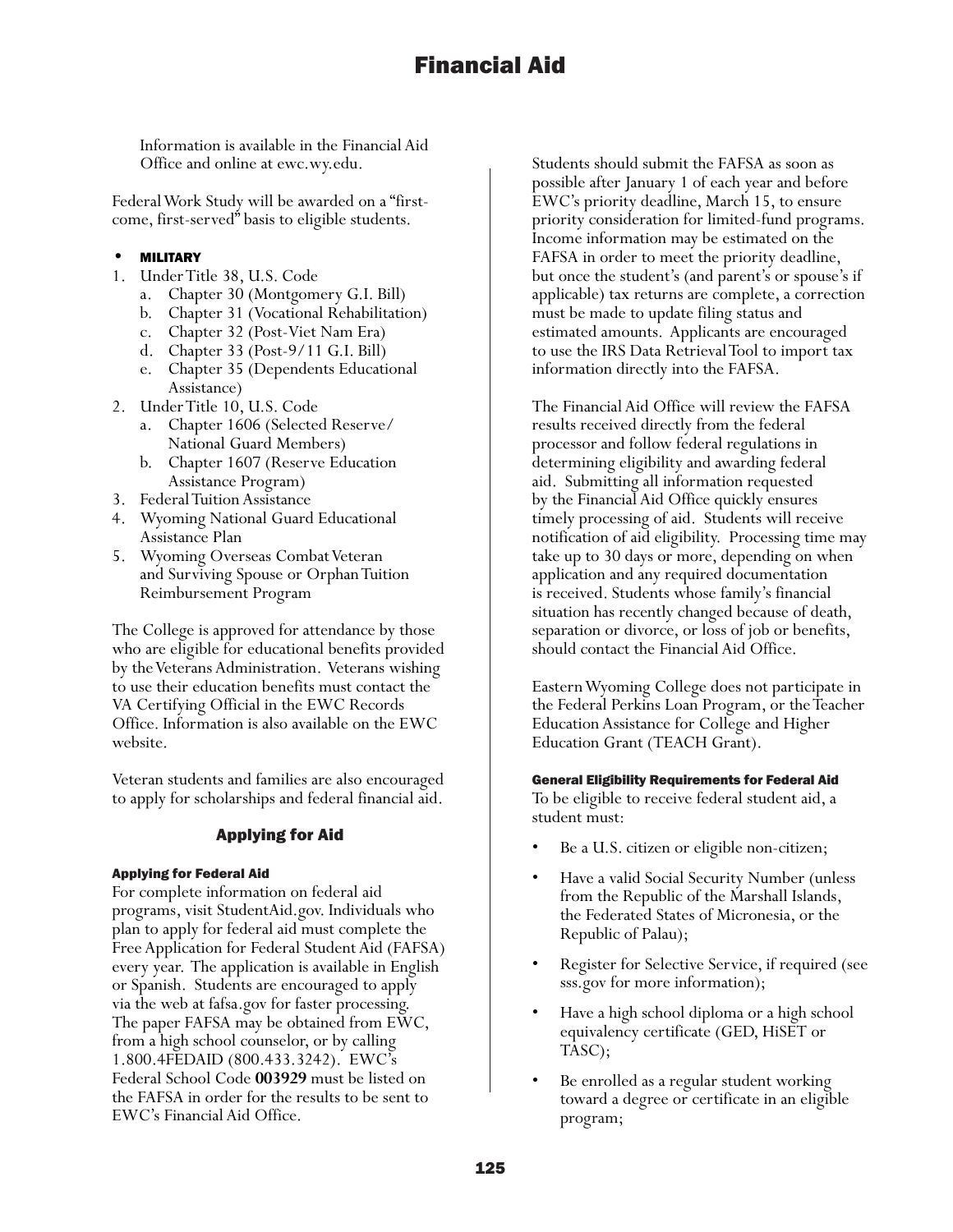Information is available in the Financial Aid Office and online at ewc.wy.edu.

Federal Work Study will be awarded on a "first-come, first-served" basis to eligible students.

- **MILITARY**

1. Under Title 38, U.S. Code
   a. Chapter 30 (Montgomery G.I. Bill)
   b. Chapter 31 (Vocational Rehabilitation)
   c. Chapter 32 (Post-Viet Nam Era)
   d. Chapter 33 (Post-9/11 G.I. Bill)
   e. Chapter 35 (Dependents Educational Assistance)
2. Under Title 10, U.S. Code
   a. Chapter 1606 (Selected Reserve/ National Guard Members)
   b. Chapter 1607 (Reserve Education Assistance Program)
3. Federal Tuition Assistance
4. Wyoming National Guard Educational Assistance Plan
5. Wyoming Overseas Combat Veteran and Surviving Spouse or Orphan Tuition Reimbursement Program

The College is approved for attendance by those who are eligible for educational benefits provided by the Veterans Administration. Veterans wishing to use their education benefits must contact the VA Certifying Official in the EWC Records Office. Information is also available on the EWC website.

Veteran students and families are also encouraged to apply for scholarships and federal financial aid.

## Applying for Aid

### Applying for Federal Aid

For complete information on federal aid programs, visit StudentAid.gov. Individuals who plan to apply for federal aid must complete the Free Application for Federal Student Aid (FAFSA) every year. The application is available in English or Spanish. Students are encouraged to apply via the web at fafsa.gov for faster processing. The paper FAFSA may be obtained from EWC, from a high school counselor, or by calling 1.800.4FEDAID (800.433.3242). EWC's Federal School Code **003929** must be listed on the FAFSA in order for the results to be sent to EWC's Financial Aid Office.

Students should submit the FAFSA as soon as possible after January 1 of each year and before EWC's priority deadline, March 15, to ensure priority consideration for limited-fund programs. Income information may be estimated on the FAFSA in order to meet the priority deadline, but once the student's (and parent's or spouse's if applicable) tax returns are complete, a correction must be made to update filing status and estimated amounts. Applicants are encouraged to use the IRS Data Retrieval Tool to import tax information directly into the FAFSA.

The Financial Aid Office will review the FAFSA results received directly from the federal processor and follow federal regulations in determining eligibility and awarding federal aid. Submitting all information requested by the Financial Aid Office quickly ensures timely processing of aid. Students will receive notification of aid eligibility. Processing time may take up to 30 days or more, depending on when application and any required documentation is received. Students whose family's financial situation has recently changed because of death, separation or divorce, or loss of job or benefits, should contact the Financial Aid Office.

Eastern Wyoming College does not participate in the Federal Perkins Loan Program, or the Teacher Education Assistance for College and Higher Education Grant (TEACH Grant).

### General Eligibility Requirements for Federal Aid

To be eligible to receive federal student aid, a student must:

- Be a U.S. citizen or eligible non-citizen;
- Have a valid Social Security Number (unless from the Republic of the Marshall Islands, the Federated States of Micronesia, or the Republic of Palau);
- Register for Selective Service, if required (see sss.gov for more information);
- Have a high school diploma or a high school equivalency certificate (GED, HiSET or TASC);
- Be enrolled as a regular student working toward a degree or certificate in an eligible program;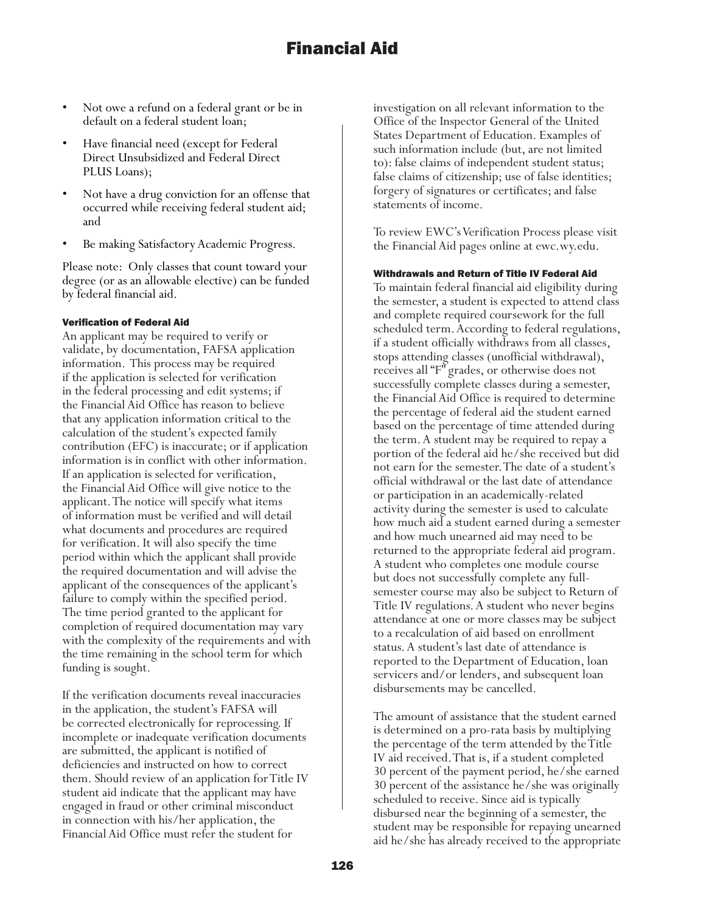- Not owe a refund on a federal grant or be in default on a federal student loan;
- Have financial need (except for Federal Direct Unsubsidized and Federal Direct PLUS Loans);
- Not have a drug conviction for an offense that occurred while receiving federal student aid; and
- Be making Satisfactory Academic Progress.

Please note: Only classes that count toward your degree (or as an allowable elective) can be funded by federal financial aid.

#### Verification of Federal Aid

An applicant may be required to verify or validate, by documentation, FAFSA application information. This process may be required if the application is selected for verification in the federal processing and edit systems; if the Financial Aid Office has reason to believe that any application information critical to the calculation of the student's expected family contribution (EFC) is inaccurate; or if application information is in conflict with other information. If an application is selected for verification, the Financial Aid Office will give notice to the applicant. The notice will specify what items of information must be verified and will detail what documents and procedures are required for verification. It will also specify the time period within which the applicant shall provide the required documentation and will advise the applicant of the consequences of the applicant's failure to comply within the specified period. The time period granted to the applicant for completion of required documentation may vary with the complexity of the requirements and with the time remaining in the school term for which funding is sought.

If the verification documents reveal inaccuracies in the application, the student's FAFSA will be corrected electronically for reprocessing. If incomplete or inadequate verification documents are submitted, the applicant is notified of deficiencies and instructed on how to correct them. Should review of an application for Title IV student aid indicate that the applicant may have engaged in fraud or other criminal misconduct in connection with his/her application, the Financial Aid Office must refer the student for investigation on all relevant information to the Office of the Inspector General of the United States Department of Education. Examples of such information include (but, are not limited to): false claims of independent student status; false claims of citizenship; use of false identities; forgery of signatures or certificates; and false statements of income.

To review EWC's Verification Process please visit the Financial Aid pages online at ewc.wy.edu.

#### Withdrawals and Return of Title IV Federal Aid

To maintain federal financial aid eligibility during the semester, a student is expected to attend class and complete required coursework for the full scheduled term. According to federal regulations, if a student officially withdraws from all classes, stops attending classes (unofficial withdrawal), receives all "F" grades, or otherwise does not successfully complete classes during a semester, the Financial Aid Office is required to determine the percentage of federal aid the student earned based on the percentage of time attended during the term. A student may be required to repay a portion of the federal aid he/she received but did not earn for the semester. The date of a student's official withdrawal or the last date of attendance or participation in an academically-related activity during the semester is used to calculate how much aid a student earned during a semester and how much unearned aid may need to be returned to the appropriate federal aid program. A student who completes one module course but does not successfully complete any full-semester course may also be subject to Return of Title IV regulations. A student who never begins attendance at one or more classes may be subject to a recalculation of aid based on enrollment status. A student's last date of attendance is reported to the Department of Education, loan servicers and/or lenders, and subsequent loan disbursements may be cancelled.

The amount of assistance that the student earned is determined on a pro-rata basis by multiplying the percentage of the term attended by the Title IV aid received. That is, if a student completed 30 percent of the payment period, he/she earned 30 percent of the assistance he/she was originally scheduled to receive. Since aid is typically disbursed near the beginning of a semester, the student may be responsible for repaying unearned aid he/she has already received to the appropriate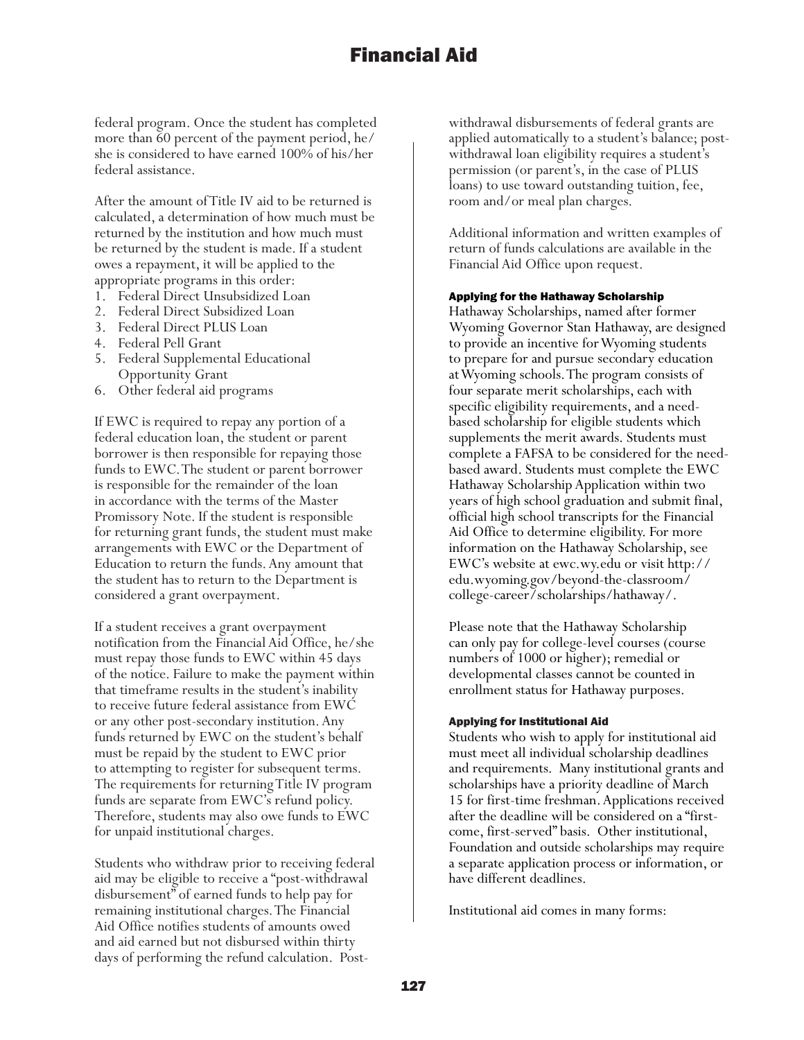federal program. Once the student has completed more than 60 percent of the payment period, he/she is considered to have earned 100% of his/her federal assistance.

After the amount of Title IV aid to be returned is calculated, a determination of how much must be returned by the institution and how much must be returned by the student is made. If a student owes a repayment, it will be applied to the appropriate programs in this order:

1. Federal Direct Unsubsidized Loan
2. Federal Direct Subsidized Loan
3. Federal Direct PLUS Loan
4. Federal Pell Grant
5. Federal Supplemental Educational Opportunity Grant
6. Other federal aid programs

If EWC is required to repay any portion of a federal education loan, the student or parent borrower is then responsible for repaying those funds to EWC. The student or parent borrower is responsible for the remainder of the loan in accordance with the terms of the Master Promissory Note. If the student is responsible for returning grant funds, the student must make arrangements with EWC or the Department of Education to return the funds. Any amount that the student has to return to the Department is considered a grant overpayment.

If a student receives a grant overpayment notification from the Financial Aid Office, he/she must repay those funds to EWC within 45 days of the notice. Failure to make the payment within that timeframe results in the student's inability to receive future federal assistance from EWC or any other post-secondary institution. Any funds returned by EWC on the student's behalf must be repaid by the student to EWC prior to attempting to register for subsequent terms. The requirements for returning Title IV program funds are separate from EWC's refund policy. Therefore, students may also owe funds to EWC for unpaid institutional charges.

Students who withdraw prior to receiving federal aid may be eligible to receive a "post-withdrawal disbursement" of earned funds to help pay for remaining institutional charges. The Financial Aid Office notifies students of amounts owed and aid earned but not disbursed within thirty days of performing the refund calculation. Post-withdrawal disbursements of federal grants are applied automatically to a student's balance; post-withdrawal loan eligibility requires a student's permission (or parent's, in the case of PLUS loans) to use toward outstanding tuition, fee, room and/or meal plan charges.

Additional information and written examples of return of funds calculations are available in the Financial Aid Office upon request.

#### Applying for the Hathaway Scholarship

Hathaway Scholarships, named after former Wyoming Governor Stan Hathaway, are designed to provide an incentive for Wyoming students to prepare for and pursue secondary education at Wyoming schools. The program consists of four separate merit scholarships, each with specific eligibility requirements, and a need-based scholarship for eligible students which supplements the merit awards. Students must complete a FAFSA to be considered for the need-based award. Students must complete the EWC Hathaway Scholarship Application within two years of high school graduation and submit final, official high school transcripts for the Financial Aid Office to determine eligibility. For more information on the Hathaway Scholarship, see EWC's website at ewc.wy.edu or visit http://edu.wyoming.gov/beyond-the-classroom/college-career/scholarships/hathaway/.

Please note that the Hathaway Scholarship can only pay for college-level courses (course numbers of 1000 or higher); remedial or developmental classes cannot be counted in enrollment status for Hathaway purposes.

#### Applying for Institutional Aid

Students who wish to apply for institutional aid must meet all individual scholarship deadlines and requirements. Many institutional grants and scholarships have a priority deadline of March 15 for first-time freshman. Applications received after the deadline will be considered on a "first-come, first-served" basis. Other institutional, Foundation and outside scholarships may require a separate application process or information, or have different deadlines.

Institutional aid comes in many forms: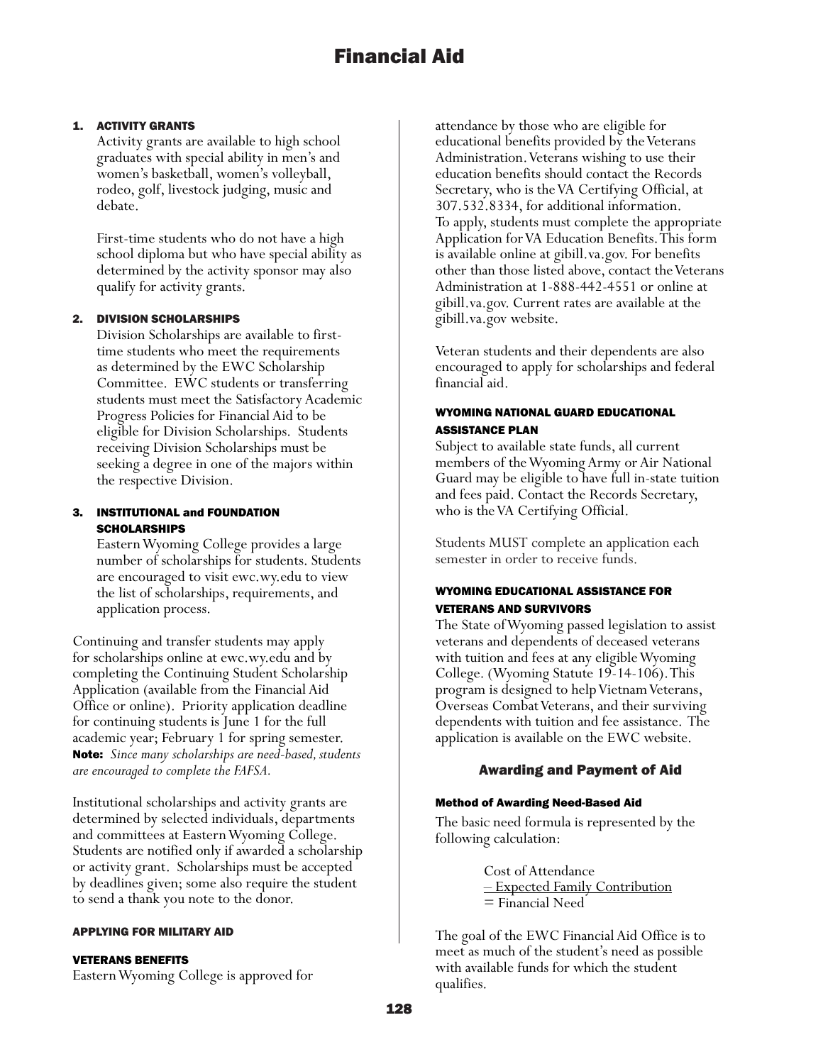# Financial Aid

1. **ACTIVITY GRANTS**

   Activity grants are available to high school graduates with special ability in men's and women's basketball, women's volleyball, rodeo, golf, livestock judging, music and debate.

   First-time students who do not have a high school diploma but who have special ability as determined by the activity sponsor may also qualify for activity grants.

2. **DIVISION SCHOLARSHIPS**

   Division Scholarships are available to first-time students who meet the requirements as determined by the EWC Scholarship Committee. EWC students or transferring students must meet the Satisfactory Academic Progress Policies for Financial Aid to be eligible for Division Scholarships. Students receiving Division Scholarships must be seeking a degree in one of the majors within the respective Division.

3. **INSTITUTIONAL and FOUNDATION SCHOLARSHIPS**

   Eastern Wyoming College provides a large number of scholarships for students. Students are encouraged to visit ewc.wy.edu to view the list of scholarships, requirements, and application process.

Continuing and transfer students may apply for scholarships online at ewc.wy.edu and by completing the Continuing Student Scholarship Application (available from the Financial Aid Office or online). Priority application deadline for continuing students is June 1 for the full academic year; February 1 for spring semester.
**Note:** *Since many scholarships are need-based, students are encouraged to complete the FAFSA.*

Institutional scholarships and activity grants are determined by selected individuals, departments and committees at Eastern Wyoming College. Students are notified only if awarded a scholarship or activity grant. Scholarships must be accepted by deadlines given; some also require the student to send a thank you note to the donor.

### APPLYING FOR MILITARY AID

#### VETERANS BENEFITS

Eastern Wyoming College is approved for attendance by those who are eligible for educational benefits provided by the Veterans Administration. Veterans wishing to use their education benefits should contact the Records Secretary, who is the VA Certifying Official, at 307.532.8334, for additional information. To apply, students must complete the appropriate Application for VA Education Benefits. This form is available online at gibill.va.gov. For benefits other than those listed above, contact the Veterans Administration at 1-888-442-4551 or online at gibill.va.gov. Current rates are available at the gibill.va.gov website.

Veteran students and their dependents are also encouraged to apply for scholarships and federal financial aid.

#### WYOMING NATIONAL GUARD EDUCATIONAL ASSISTANCE PLAN

Subject to available state funds, all current members of the Wyoming Army or Air National Guard may be eligible to have full in-state tuition and fees paid. Contact the Records Secretary, who is the VA Certifying Official.

Students MUST complete an application each semester in order to receive funds.

#### WYOMING EDUCATIONAL ASSISTANCE FOR VETERANS AND SURVIVORS

The State of Wyoming passed legislation to assist veterans and dependents of deceased veterans with tuition and fees at any eligible Wyoming College. (Wyoming Statute 19-14-106). This program is designed to help Vietnam Veterans, Overseas Combat Veterans, and their surviving dependents with tuition and fee assistance. The application is available on the EWC website.

## Awarding and Payment of Aid

### Method of Awarding Need-Based Aid

The basic need formula is represented by the following calculation:

Cost of Attendance
<u>– Expected Family Contribution</u>
= Financial Need

The goal of the EWC Financial Aid Office is to meet as much of the student's need as possible with available funds for which the student qualifies.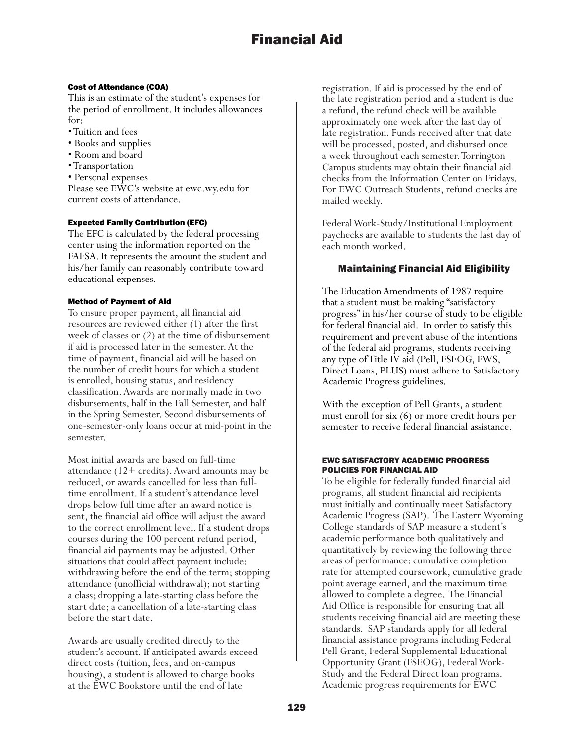# Financial Aid

#### Cost of Attendance (COA)

This is an estimate of the student's expenses for the period of enrollment. It includes allowances for:

- Tuition and fees
- Books and supplies
- Room and board
- Transportation
- Personal expenses

Please see EWC's website at ewc.wy.edu for current costs of attendance.

#### Expected Family Contribution (EFC)

The EFC is calculated by the federal processing center using the information reported on the FAFSA. It represents the amount the student and his/her family can reasonably contribute toward educational expenses.

#### Method of Payment of Aid

To ensure proper payment, all financial aid resources are reviewed either (1) after the first week of classes or (2) at the time of disbursement if aid is processed later in the semester. At the time of payment, financial aid will be based on the number of credit hours for which a student is enrolled, housing status, and residency classification. Awards are normally made in two disbursements, half in the Fall Semester, and half in the Spring Semester. Second disbursements of one-semester-only loans occur at mid-point in the semester.

Most initial awards are based on full-time attendance (12+ credits). Award amounts may be reduced, or awards cancelled for less than full-time enrollment. If a student's attendance level drops below full time after an award notice is sent, the financial aid office will adjust the award to the correct enrollment level. If a student drops courses during the 100 percent refund period, financial aid payments may be adjusted. Other situations that could affect payment include: withdrawing before the end of the term; stopping attendance (unofficial withdrawal); not starting a class; dropping a late-starting class before the start date; a cancellation of a late-starting class before the start date.

Awards are usually credited directly to the student's account. If anticipated awards exceed direct costs (tuition, fees, and on-campus housing), a student is allowed to charge books at the EWC Bookstore until the end of late registration. If aid is processed by the end of the late registration period and a student is due a refund, the refund check will be available approximately one week after the last day of late registration. Funds received after that date will be processed, posted, and disbursed once a week throughout each semester. Torrington Campus students may obtain their financial aid checks from the Information Center on Fridays. For EWC Outreach Students, refund checks are mailed weekly.

Federal Work-Study/Institutional Employment paychecks are available to students the last day of each month worked.

### Maintaining Financial Aid Eligibility

The Education Amendments of 1987 require that a student must be making "satisfactory progress" in his/her course of study to be eligible for federal financial aid. In order to satisfy this requirement and prevent abuse of the intentions of the federal aid programs, students receiving any type of Title IV aid (Pell, FSEOG, FWS, Direct Loans, PLUS) must adhere to Satisfactory Academic Progress guidelines.

With the exception of Pell Grants, a student must enroll for six (6) or more credit hours per semester to receive federal financial assistance.

#### EWC SATISFACTORY ACADEMIC PROGRESS POLICIES FOR FINANCIAL AID

To be eligible for federally funded financial aid programs, all student financial aid recipients must initially and continually meet Satisfactory Academic Progress (SAP). The Eastern Wyoming College standards of SAP measure a student's academic performance both qualitatively and quantitatively by reviewing the following three areas of performance: cumulative completion rate for attempted coursework, cumulative grade point average earned, and the maximum time allowed to complete a degree. The Financial Aid Office is responsible for ensuring that all students receiving financial aid are meeting these standards. SAP standards apply for all federal financial assistance programs including Federal Pell Grant, Federal Supplemental Educational Opportunity Grant (FSEOG), Federal Work-Study and the Federal Direct loan programs. Academic progress requirements for EWC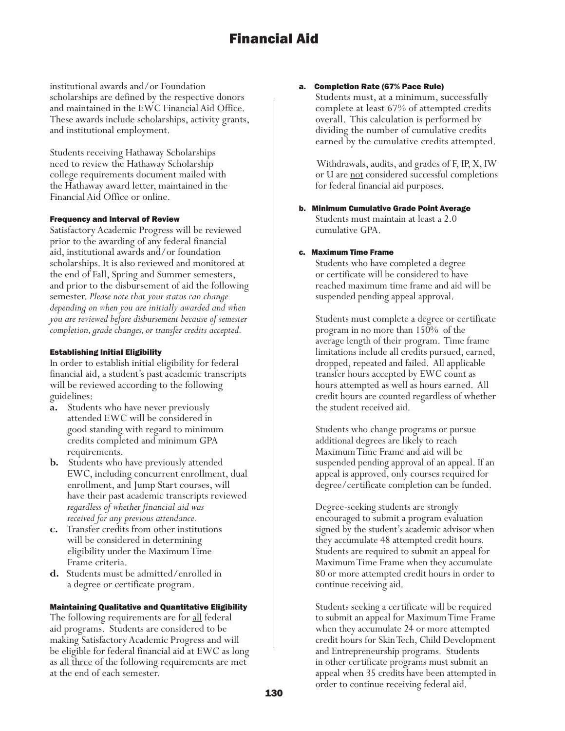institutional awards and/or Foundation scholarships are defined by the respective donors and maintained in the EWC Financial Aid Office. These awards include scholarships, activity grants, and institutional employment.

Students receiving Hathaway Scholarships need to review the Hathaway Scholarship college requirements document mailed with the Hathaway award letter, maintained in the Financial Aid Office or online.

#### Frequency and Interval of Review

Satisfactory Academic Progress will be reviewed prior to the awarding of any federal financial aid, institutional awards and/or foundation scholarships. It is also reviewed and monitored at the end of Fall, Spring and Summer semesters, and prior to the disbursement of aid the following semester. *Please note that your status can change depending on when you are initially awarded and when you are reviewed before disbursement because of semester completion, grade changes, or transfer credits accepted.*

#### Establishing Initial Eligibility

In order to establish initial eligibility for federal financial aid, a student's past academic transcripts will be reviewed according to the following guidelines:

- **a.** Students who have never previously attended EWC will be considered in good standing with regard to minimum credits completed and minimum GPA requirements.
- **b.** Students who have previously attended EWC, including concurrent enrollment, dual enrollment, and Jump Start courses, will have their past academic transcripts reviewed *regardless of whether financial aid was received for any previous attendance.*
- **c.** Transfer credits from other institutions will be considered in determining eligibility under the Maximum Time Frame criteria.
- **d.** Students must be admitted/enrolled in a degree or certificate program.

#### Maintaining Qualitative and Quantitative Eligibility

The following requirements are for all federal aid programs. Students are considered to be making Satisfactory Academic Progress and will be eligible for federal financial aid at EWC as long as all three of the following requirements are met at the end of each semester.

**a. Completion Rate (67% Pace Rule)**

Students must, at a minimum, successfully complete at least 67% of attempted credits overall. This calculation is performed by dividing the number of cumulative credits earned by the cumulative credits attempted.

Withdrawals, audits, and grades of F, IP, X, IW or U are not considered successful completions for federal financial aid purposes.

**b. Minimum Cumulative Grade Point Average**

Students must maintain at least a 2.0 cumulative GPA.

**c. Maximum Time Frame**

Students who have completed a degree or certificate will be considered to have reached maximum time frame and aid will be suspended pending appeal approval.

Students must complete a degree or certificate program in no more than 150% of the average length of their program. Time frame limitations include all credits pursued, earned, dropped, repeated and failed. All applicable transfer hours accepted by EWC count as hours attempted as well as hours earned. All credit hours are counted regardless of whether the student received aid.

Students who change programs or pursue additional degrees are likely to reach Maximum Time Frame and aid will be suspended pending approval of an appeal. If an appeal is approved, only courses required for degree/certificate completion can be funded.

Degree-seeking students are strongly encouraged to submit a program evaluation signed by the student's academic advisor when they accumulate 48 attempted credit hours. Students are required to submit an appeal for Maximum Time Frame when they accumulate 80 or more attempted credit hours in order to continue receiving aid.

Students seeking a certificate will be required to submit an appeal for Maximum Time Frame when they accumulate 24 or more attempted credit hours for Skin Tech, Child Development and Entrepreneurship programs. Students in other certificate programs must submit an appeal when 35 credits have been attempted in order to continue receiving federal aid.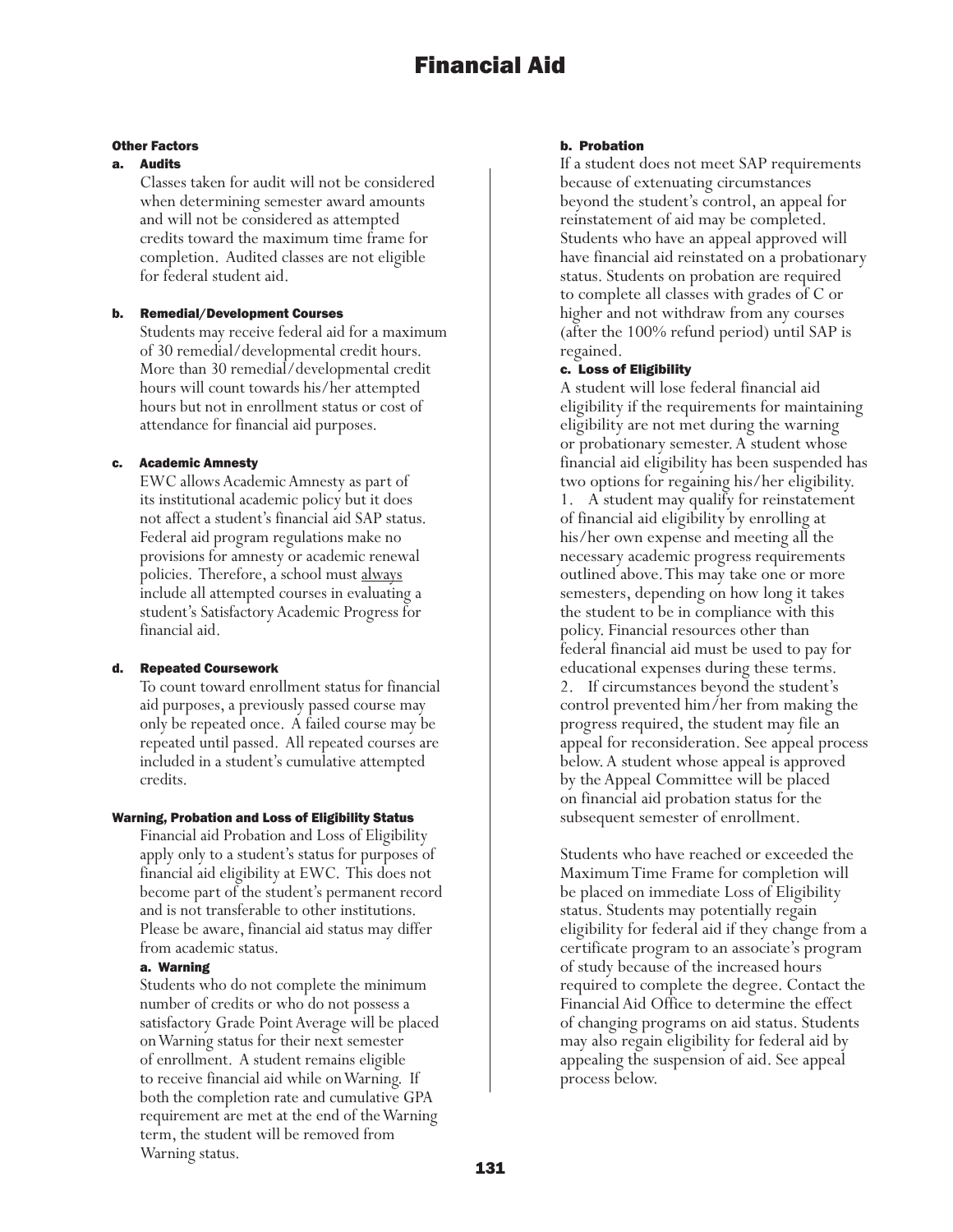# Financial Aid

### Other Factors

**a. Audits**

Classes taken for audit will not be considered when determining semester award amounts and will not be considered as attempted credits toward the maximum time frame for completion. Audited classes are not eligible for federal student aid.

**b. Remedial/Development Courses**

Students may receive federal aid for a maximum of 30 remedial/developmental credit hours. More than 30 remedial/developmental credit hours will count towards his/her attempted hours but not in enrollment status or cost of attendance for financial aid purposes.

**c. Academic Amnesty**

EWC allows Academic Amnesty as part of its institutional academic policy but it does not affect a student's financial aid SAP status. Federal aid program regulations make no provisions for amnesty or academic renewal policies. Therefore, a school must always include all attempted courses in evaluating a student's Satisfactory Academic Progress for financial aid.

**d. Repeated Coursework**

To count toward enrollment status for financial aid purposes, a previously passed course may only be repeated once. A failed course may be repeated until passed. All repeated courses are included in a student's cumulative attempted credits.

### Warning, Probation and Loss of Eligibility Status

Financial aid Probation and Loss of Eligibility apply only to a student's status for purposes of financial aid eligibility at EWC. This does not become part of the student's permanent record and is not transferable to other institutions. Please be aware, financial aid status may differ from academic status.

**a. Warning**

Students who do not complete the minimum number of credits or who do not possess a satisfactory Grade Point Average will be placed on Warning status for their next semester of enrollment. A student remains eligible to receive financial aid while on Warning. If both the completion rate and cumulative GPA requirement are met at the end of the Warning term, the student will be removed from Warning status.

**b. Probation**

If a student does not meet SAP requirements because of extenuating circumstances beyond the student's control, an appeal for reinstatement of aid may be completed. Students who have an appeal approved will have financial aid reinstated on a probationary status. Students on probation are required to complete all classes with grades of C or higher and not withdraw from any courses (after the 100% refund period) until SAP is regained.

**c. Loss of Eligibility**

A student will lose federal financial aid eligibility if the requirements for maintaining eligibility are not met during the warning or probationary semester. A student whose financial aid eligibility has been suspended has two options for regaining his/her eligibility.

1. A student may qualify for reinstatement of financial aid eligibility by enrolling at his/her own expense and meeting all the necessary academic progress requirements outlined above. This may take one or more semesters, depending on how long it takes the student to be in compliance with this policy. Financial resources other than federal financial aid must be used to pay for educational expenses during these terms.
2. If circumstances beyond the student's control prevented him/her from making the progress required, the student may file an appeal for reconsideration. See appeal process below. A student whose appeal is approved by the Appeal Committee will be placed on financial aid probation status for the subsequent semester of enrollment.

Students who have reached or exceeded the Maximum Time Frame for completion will be placed on immediate Loss of Eligibility status. Students may potentially regain eligibility for federal aid if they change from a certificate program to an associate's program of study because of the increased hours required to complete the degree. Contact the Financial Aid Office to determine the effect of changing programs on aid status. Students may also regain eligibility for federal aid by appealing the suspension of aid. See appeal process below.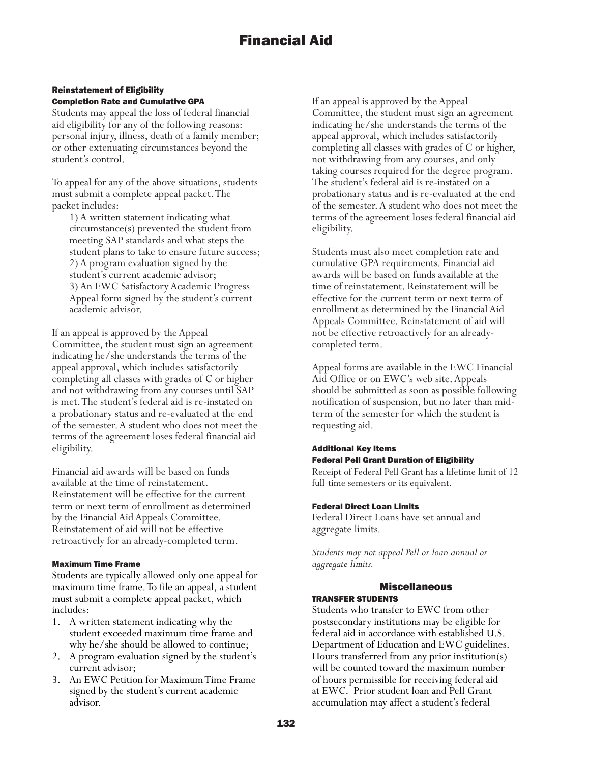# Financial Aid

### Reinstatement of Eligibility

#### Completion Rate and Cumulative GPA

Students may appeal the loss of federal financial aid eligibility for any of the following reasons: personal injury, illness, death of a family member; or other extenuating circumstances beyond the student's control.

To appeal for any of the above situations, students must submit a complete appeal packet. The packet includes:

1) A written statement indicating what circumstance(s) prevented the student from meeting SAP standards and what steps the student plans to take to ensure future success;
2) A program evaluation signed by the student's current academic advisor;
3) An EWC Satisfactory Academic Progress Appeal form signed by the student's current academic advisor.

If an appeal is approved by the Appeal Committee, the student must sign an agreement indicating he/she understands the terms of the appeal approval, which includes satisfactorily completing all classes with grades of C or higher and not withdrawing from any courses until SAP is met. The student's federal aid is re-instated on a probationary status and re-evaluated at the end of the semester. A student who does not meet the terms of the agreement loses federal financial aid eligibility.

Financial aid awards will be based on funds available at the time of reinstatement. Reinstatement will be effective for the current term or next term of enrollment as determined by the Financial Aid Appeals Committee. Reinstatement of aid will not be effective retroactively for an already-completed term.

#### Maximum Time Frame

Students are typically allowed only one appeal for maximum time frame. To file an appeal, a student must submit a complete appeal packet, which includes:

1. A written statement indicating why the student exceeded maximum time frame and why he/she should be allowed to continue;
2. A program evaluation signed by the student's current advisor;
3. An EWC Petition for Maximum Time Frame signed by the student's current academic advisor.

If an appeal is approved by the Appeal Committee, the student must sign an agreement indicating he/she understands the terms of the appeal approval, which includes satisfactorily completing all classes with grades of C or higher, not withdrawing from any courses, and only taking courses required for the degree program. The student's federal aid is re-instated on a probationary status and is re-evaluated at the end of the semester. A student who does not meet the terms of the agreement loses federal financial aid eligibility.

Students must also meet completion rate and cumulative GPA requirements. Financial aid awards will be based on funds available at the time of reinstatement. Reinstatement will be effective for the current term or next term of enrollment as determined by the Financial Aid Appeals Committee. Reinstatement of aid will not be effective retroactively for an already-completed term.

Appeal forms are available in the EWC Financial Aid Office or on EWC's web site. Appeals should be submitted as soon as possible following notification of suspension, but no later than mid-term of the semester for which the student is requesting aid.

### Additional Key Items

#### Federal Pell Grant Duration of Eligibility

Receipt of Federal Pell Grant has a lifetime limit of 12 full-time semesters or its equivalent.

#### Federal Direct Loan Limits

Federal Direct Loans have set annual and aggregate limits.

*Students may not appeal Pell or loan annual or aggregate limits.*

## Miscellaneous

#### TRANSFER STUDENTS

Students who transfer to EWC from other postsecondary institutions may be eligible for federal aid in accordance with established U.S. Department of Education and EWC guidelines. Hours transferred from any prior institution(s) will be counted toward the maximum number of hours permissible for receiving federal aid at EWC. Prior student loan and Pell Grant accumulation may affect a student's federal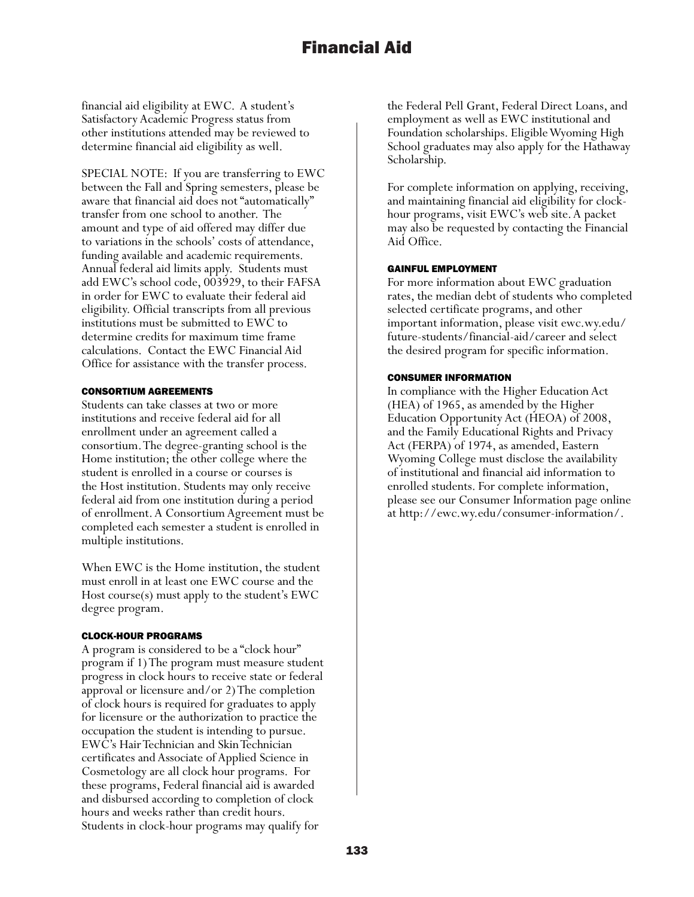financial aid eligibility at EWC. A student's Satisfactory Academic Progress status from other institutions attended may be reviewed to determine financial aid eligibility as well.

SPECIAL NOTE: If you are transferring to EWC between the Fall and Spring semesters, please be aware that financial aid does not "automatically" transfer from one school to another. The amount and type of aid offered may differ due to variations in the schools' costs of attendance, funding available and academic requirements. Annual federal aid limits apply. Students must add EWC's school code, 003929, to their FAFSA in order for EWC to evaluate their federal aid eligibility. Official transcripts from all previous institutions must be submitted to EWC to determine credits for maximum time frame calculations. Contact the EWC Financial Aid Office for assistance with the transfer process.

### CONSORTIUM AGREEMENTS

Students can take classes at two or more institutions and receive federal aid for all enrollment under an agreement called a consortium. The degree-granting school is the Home institution; the other college where the student is enrolled in a course or courses is the Host institution. Students may only receive federal aid from one institution during a period of enrollment. A Consortium Agreement must be completed each semester a student is enrolled in multiple institutions.

When EWC is the Home institution, the student must enroll in at least one EWC course and the Host course(s) must apply to the student's EWC degree program.

### CLOCK-HOUR PROGRAMS

A program is considered to be a "clock hour" program if 1) The program must measure student progress in clock hours to receive state or federal approval or licensure and/or 2) The completion of clock hours is required for graduates to apply for licensure or the authorization to practice the occupation the student is intending to pursue. EWC's Hair Technician and Skin Technician certificates and Associate of Applied Science in Cosmetology are all clock hour programs. For these programs, Federal financial aid is awarded and disbursed according to completion of clock hours and weeks rather than credit hours. Students in clock-hour programs may qualify for the Federal Pell Grant, Federal Direct Loans, and employment as well as EWC institutional and Foundation scholarships. Eligible Wyoming High School graduates may also apply for the Hathaway Scholarship.

For complete information on applying, receiving, and maintaining financial aid eligibility for clock-hour programs, visit EWC's web site. A packet may also be requested by contacting the Financial Aid Office.

### GAINFUL EMPLOYMENT

For more information about EWC graduation rates, the median debt of students who completed selected certificate programs, and other important information, please visit ewc.wy.edu/future-students/financial-aid/career and select the desired program for specific information.

### CONSUMER INFORMATION

In compliance with the Higher Education Act (HEA) of 1965, as amended by the Higher Education Opportunity Act (HEOA) of 2008, and the Family Educational Rights and Privacy Act (FERPA) of 1974, as amended, Eastern Wyoming College must disclose the availability of institutional and financial aid information to enrolled students. For complete information, please see our Consumer Information page online at http://ewc.wy.edu/consumer-information/.